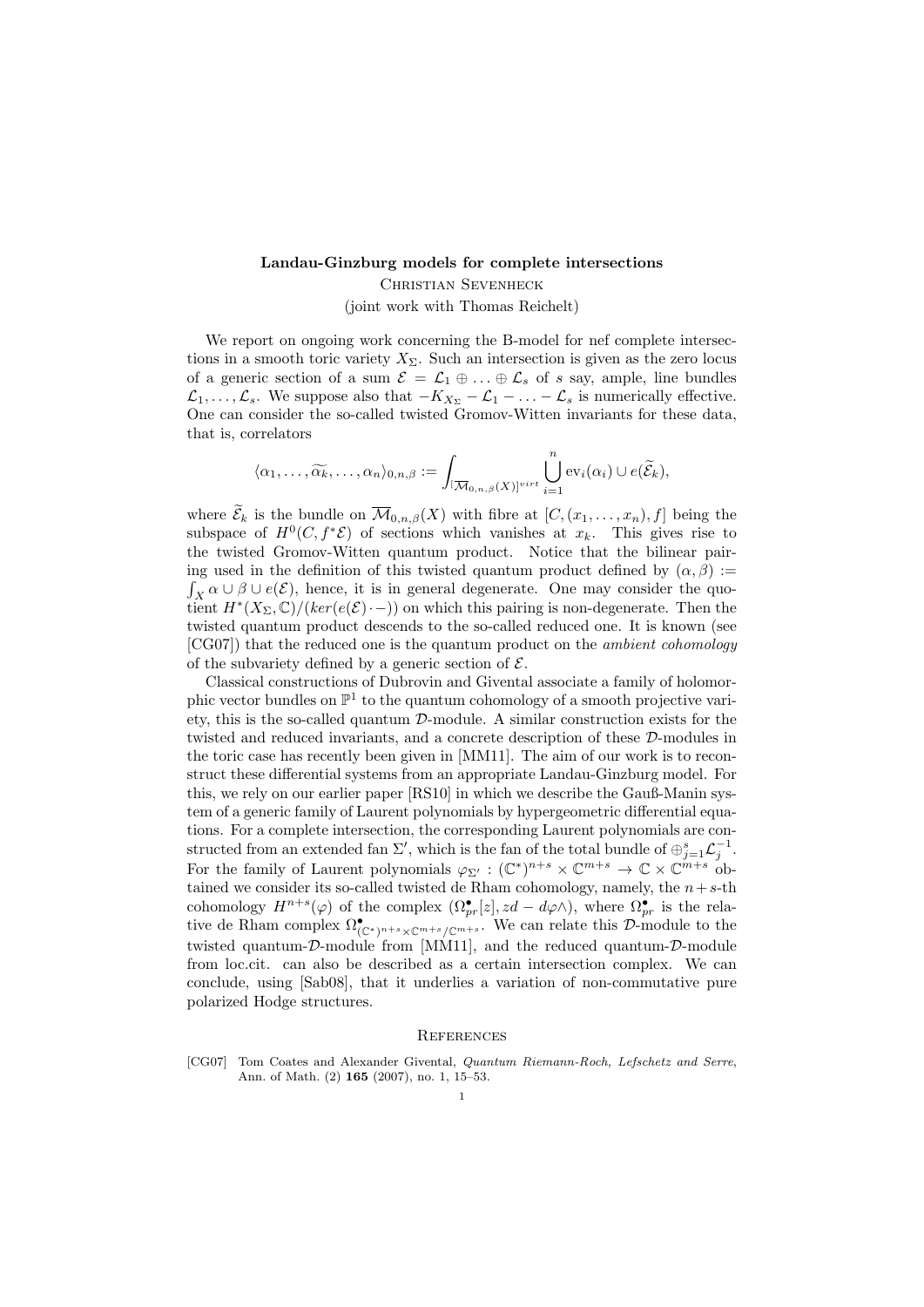# Landau-Ginzburg models for complete intersections

Christian Sevenheck

(joint work with Thomas Reichelt)

We report on ongoing work concerning the B-model for nef complete intersections in a smooth toric variety $X_\Sigma$. Such an intersection is given as the zero locus of a generic section of a sum $\mathcal{E} = \mathcal{L}_1 \oplus \ldots \oplus \mathcal{L}_s$ of $s$ say, ample, line bundles $\mathcal{L}_1, \ldots, \mathcal{L}_s$. We suppose also that $-K_{X_\Sigma} - \mathcal{L}_1 - \ldots - \mathcal{L}_s$ is numerically effective. One can consider the so-called twisted Gromov-Witten invariants for these data, that is, correlators

$$\langle \alpha_1, \ldots, \widetilde{\alpha_k}, \ldots, \alpha_n \rangle_{0,n,\beta} := \int_{[\overline{\mathcal{M}}_{0,n,\beta}(X)]^{virt}} \bigcup_{i=1}^{n} \mathrm{ev}_i(\alpha_i) \cup e(\widetilde{\mathcal{E}}_k),$$

where $\widetilde{\mathcal{E}}_k$ is the bundle on $\overline{\mathcal{M}}_{0,n,\beta}(X)$ with fibre at $[C,(x_1,\ldots,x_n),f]$ being the subspace of $H^0(C, f^*\mathcal{E})$ of sections which vanishes at $x_k$. This gives rise to the twisted Gromov-Witten quantum product. Notice that the bilinear pairing used in the definition of this twisted quantum product defined by $(\alpha, \beta) := \int_X \alpha \cup \beta \cup e(\mathcal{E})$, hence, it is in general degenerate. One may consider the quotient $H^*(X_\Sigma, \mathbb{C})/(ker(e(\mathcal{E}) \cdot -))$ on which this pairing is non-degenerate. Then the twisted quantum product descends to the so-called reduced one. It is known (see [CG07]) that the reduced one is the quantum product on the *ambient cohomology* of the subvariety defined by a generic section of $\mathcal{E}$.

Classical constructions of Dubrovin and Givental associate a family of holomorphic vector bundles on $\mathbb{P}^1$ to the quantum cohomology of a smooth projective variety, this is the so-called quantum $\mathcal{D}$-module. A similar construction exists for the twisted and reduced invariants, and a concrete description of these $\mathcal{D}$-modules in the toric case has recently been given in [MM11]. The aim of our work is to reconstruct these differential systems from an appropriate Landau-Ginzburg model. For this, we rely on our earlier paper [RS10] in which we describe the Gauß-Manin system of a generic family of Laurent polynomials by hypergeometric differential equations. For a complete intersection, the corresponding Laurent polynomials are constructed from an extended fan $\Sigma'$, which is the fan of the total bundle of $\oplus_{j=1}^{s} \mathcal{L}_j^{-1}$. For the family of Laurent polynomials $\varphi_{\Sigma'} : (\mathbb{C}^*)^{n+s} \times \mathbb{C}^{m+s} \to \mathbb{C} \times \mathbb{C}^{m+s}$ obtained we consider its so-called twisted de Rham cohomology, namely, the $n+s$-th cohomology $H^{n+s}(\varphi)$ of the complex $(\Omega^\bullet_{pr}[z], zd - d\varphi\wedge)$, where $\Omega^\bullet_{pr}$ is the relative de Rham complex $\Omega^\bullet_{(\mathbb{C}^*)^{n+s}\times\mathbb{C}^{m+s}/\mathbb{C}^{m+s}}$. We can relate this $\mathcal{D}$-module to the twisted quantum-$\mathcal{D}$-module from [MM11], and the reduced quantum-$\mathcal{D}$-module from loc.cit. can also be described as a certain intersection complex. We can conclude, using [Sab08], that it underlies a variation of non-commutative pure polarized Hodge structures.

## References

[CG07] Tom Coates and Alexander Givental, *Quantum Riemann-Roch, Lefschetz and Serre*, Ann. of Math. (2) **165** (2007), no. 1, 15–53.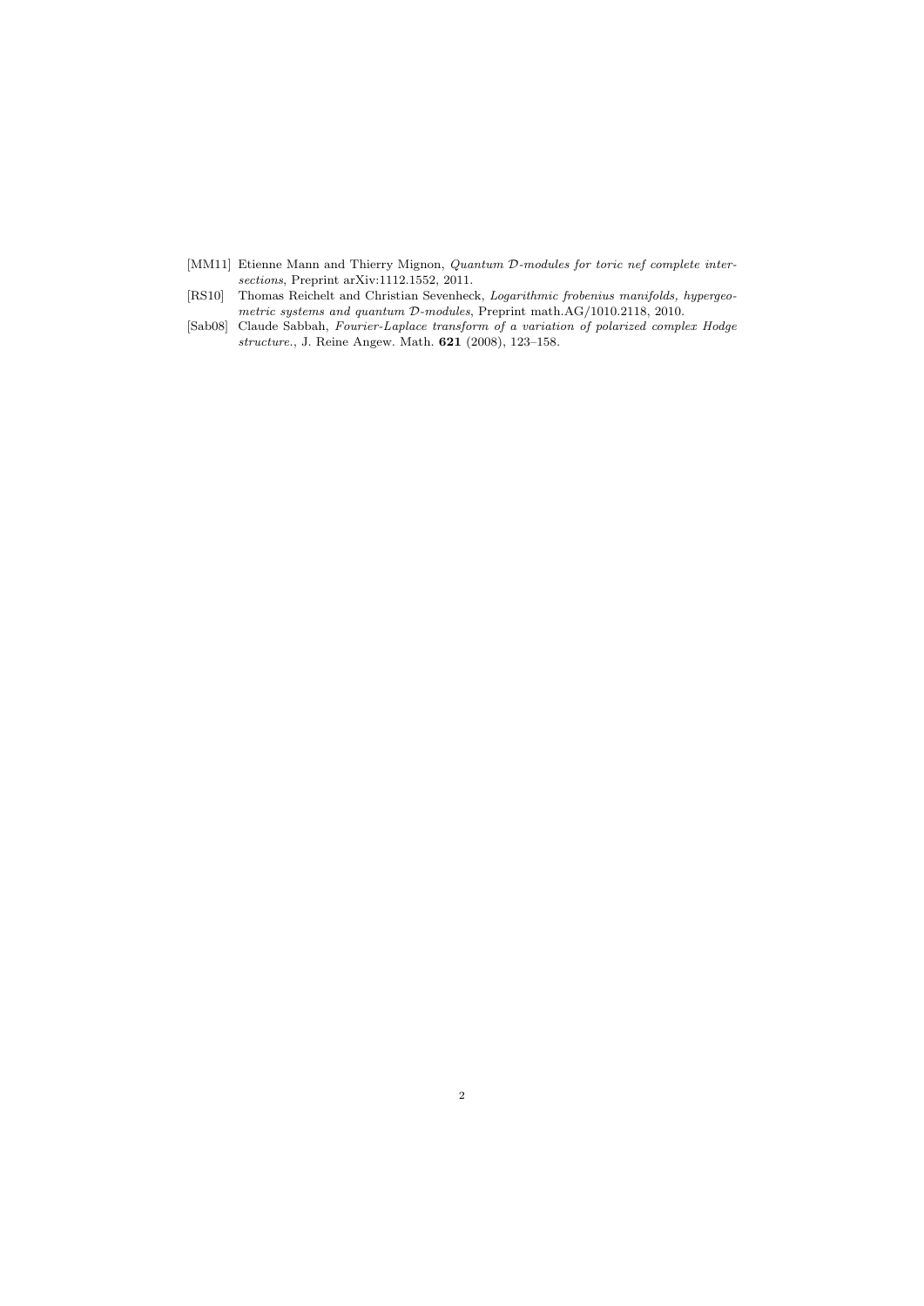[MM11] Etienne Mann and Thierry Mignon, *Quantum $\mathcal{D}$-modules for toric nef complete intersections*, Preprint arXiv:1112.1552, 2011.

[RS10] Thomas Reichelt and Christian Sevenheck, *Logarithmic frobenius manifolds, hypergeometric systems and quantum $\mathcal{D}$-modules*, Preprint math.AG/1010.2118, 2010.

[Sab08] Claude Sabbah, *Fourier-Laplace transform of a variation of polarized complex Hodge structure.*, J. Reine Angew. Math. **621** (2008), 123–158.